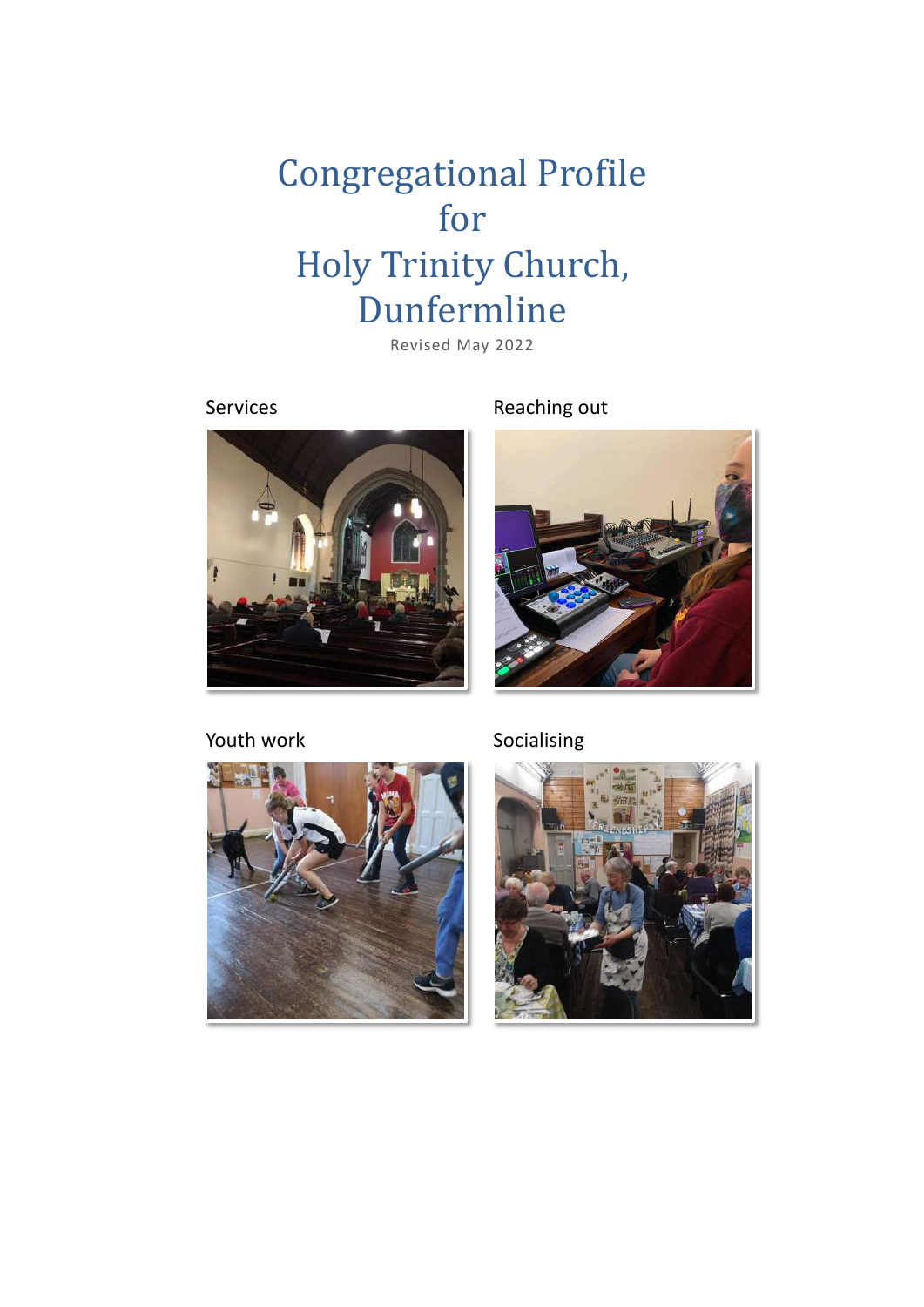# Congregational Profile for Holy Trinity Church, Dunfermline

Revised May 2022

Services

Reaching out

Youth work

Socialising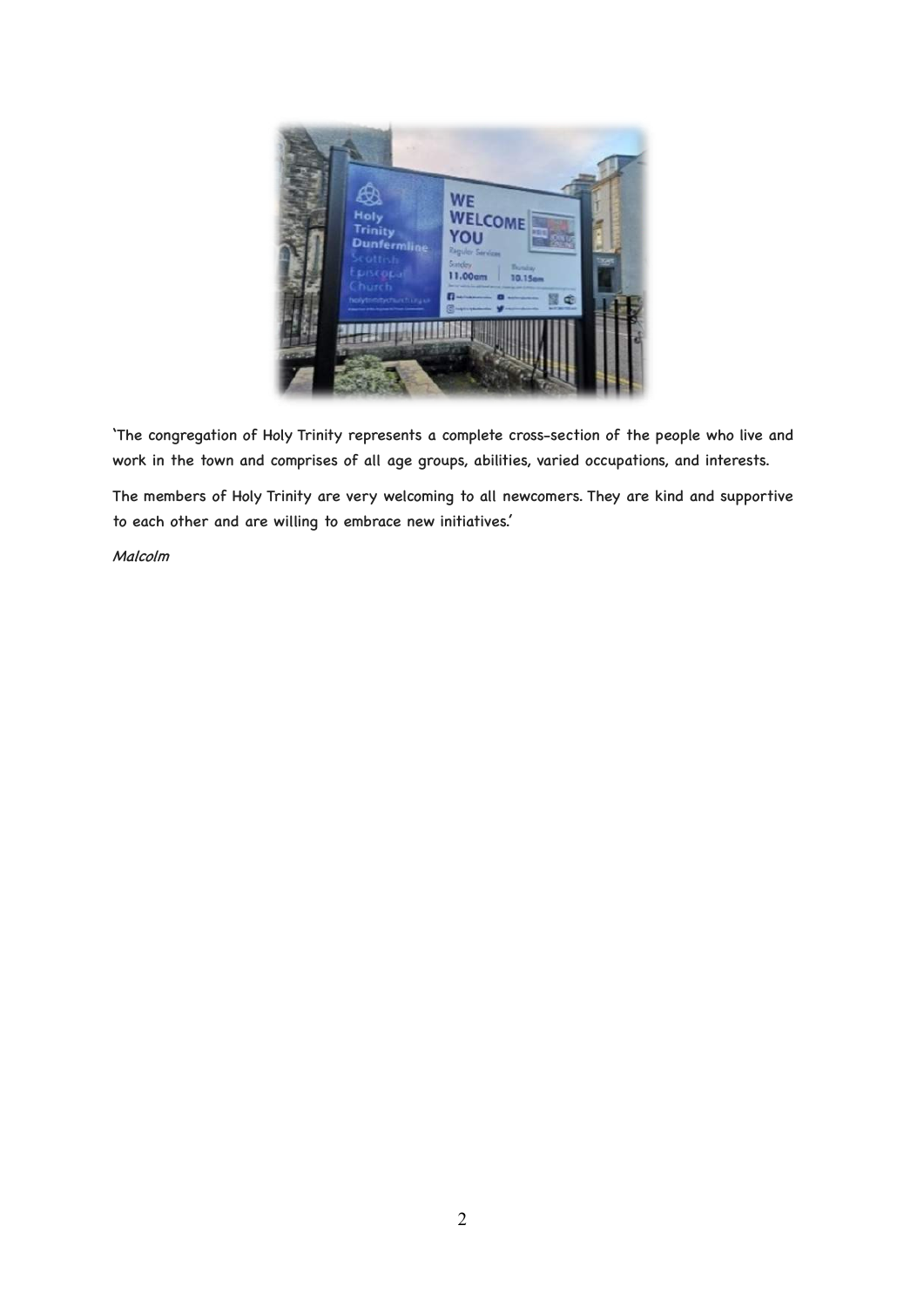'The congregation of Holy Trinity represents a complete cross-section of the people who live and work in the town and comprises of all age groups, abilities, varied occupations, and interests.

The members of Holy Trinity are very welcoming to all newcomers. They are kind and supportive to each other and are willing to embrace new initiatives.'

*Malcolm*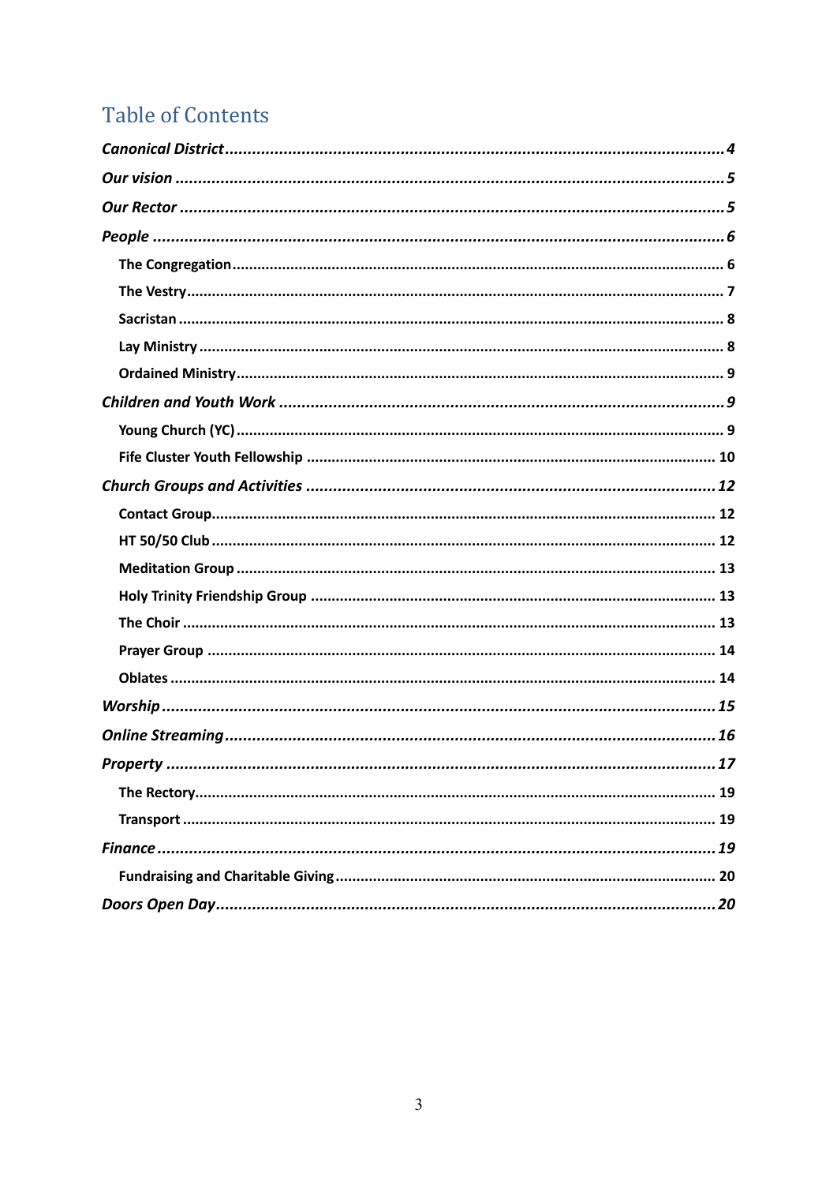# Table of Contents

*Canonical District* ... *4*

*Our vision* ... *5*

*Our Rector* ... *5*

*People* ... *6*

- The Congregation ... 6
- The Vestry ... 7
- Sacristan ... 8
- Lay Ministry ... 8
- Ordained Ministry ... 9

*Children and Youth Work* ... *9*

- Young Church (YC) ... 9
- Fife Cluster Youth Fellowship ... 10

*Church Groups and Activities* ... *12*

- Contact Group ... 12
- HT 50/50 Club ... 12
- Meditation Group ... 13
- Holy Trinity Friendship Group ... 13
- The Choir ... 13
- Prayer Group ... 14
- Oblates ... 14

*Worship* ... *15*

*Online Streaming* ... *16*

*Property* ... *17*

- The Rectory ... 19
- Transport ... 19

*Finance* ... *19*

- Fundraising and Charitable Giving ... 20

*Doors Open Day* ... *20*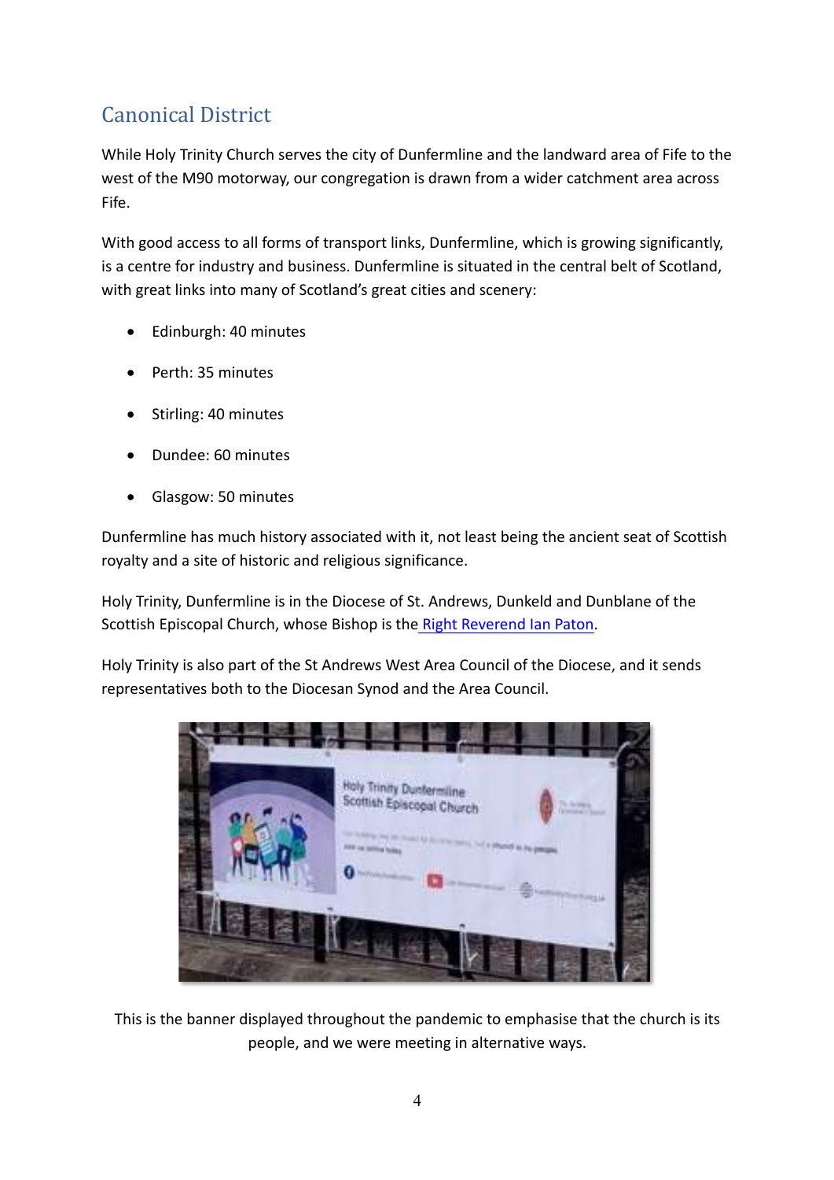## Canonical District

While Holy Trinity Church serves the city of Dunfermline and the landward area of Fife to the west of the M90 motorway, our congregation is drawn from a wider catchment area across Fife.

With good access to all forms of transport links, Dunfermline, which is growing significantly, is a centre for industry and business. Dunfermline is situated in the central belt of Scotland, with great links into many of Scotland's great cities and scenery:

- Edinburgh: 40 minutes
- Perth: 35 minutes
- Stirling: 40 minutes
- Dundee: 60 minutes
- Glasgow: 50 minutes

Dunfermline has much history associated with it, not least being the ancient seat of Scottish royalty and a site of historic and religious significance.

Holy Trinity, Dunfermline is in the Diocese of St. Andrews, Dunkeld and Dunblane of the Scottish Episcopal Church, whose Bishop is the Right Reverend Ian Paton.

Holy Trinity is also part of the St Andrews West Area Council of the Diocese, and it sends representatives both to the Diocesan Synod and the Area Council.

This is the banner displayed throughout the pandemic to emphasise that the church is its people, and we were meeting in alternative ways.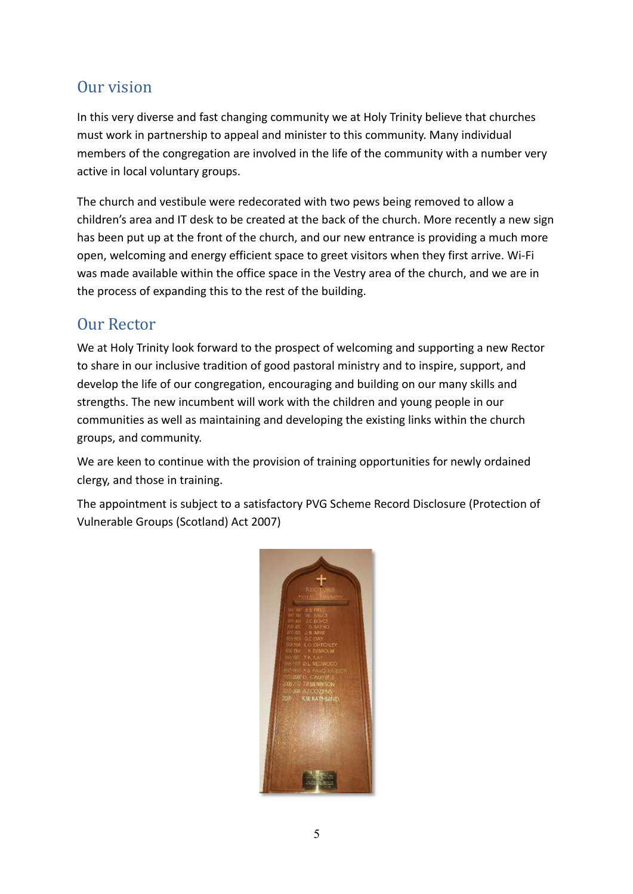## Our vision

In this very diverse and fast changing community we at Holy Trinity believe that churches must work in partnership to appeal and minister to this community. Many individual members of the congregation are involved in the life of the community with a number very active in local voluntary groups.

The church and vestibule were redecorated with two pews being removed to allow a children's area and IT desk to be created at the back of the church. More recently a new sign has been put up at the front of the church, and our new entrance is providing a much more open, welcoming and energy efficient space to greet visitors when they first arrive. Wi-Fi was made available within the office space in the Vestry area of the church, and we are in the process of expanding this to the rest of the building.

## Our Rector

We at Holy Trinity look forward to the prospect of welcoming and supporting a new Rector to share in our inclusive tradition of good pastoral ministry and to inspire, support, and develop the life of our congregation, encouraging and building on our many skills and strengths. The new incumbent will work with the children and young people in our communities as well as maintaining and developing the existing links within the church groups, and community.

We are keen to continue with the provision of training opportunities for newly ordained clergy, and those in training.

The appointment is subject to a satisfactory PVG Scheme Record Disclosure (Protection of Vulnerable Groups (Scotland) Act 2007)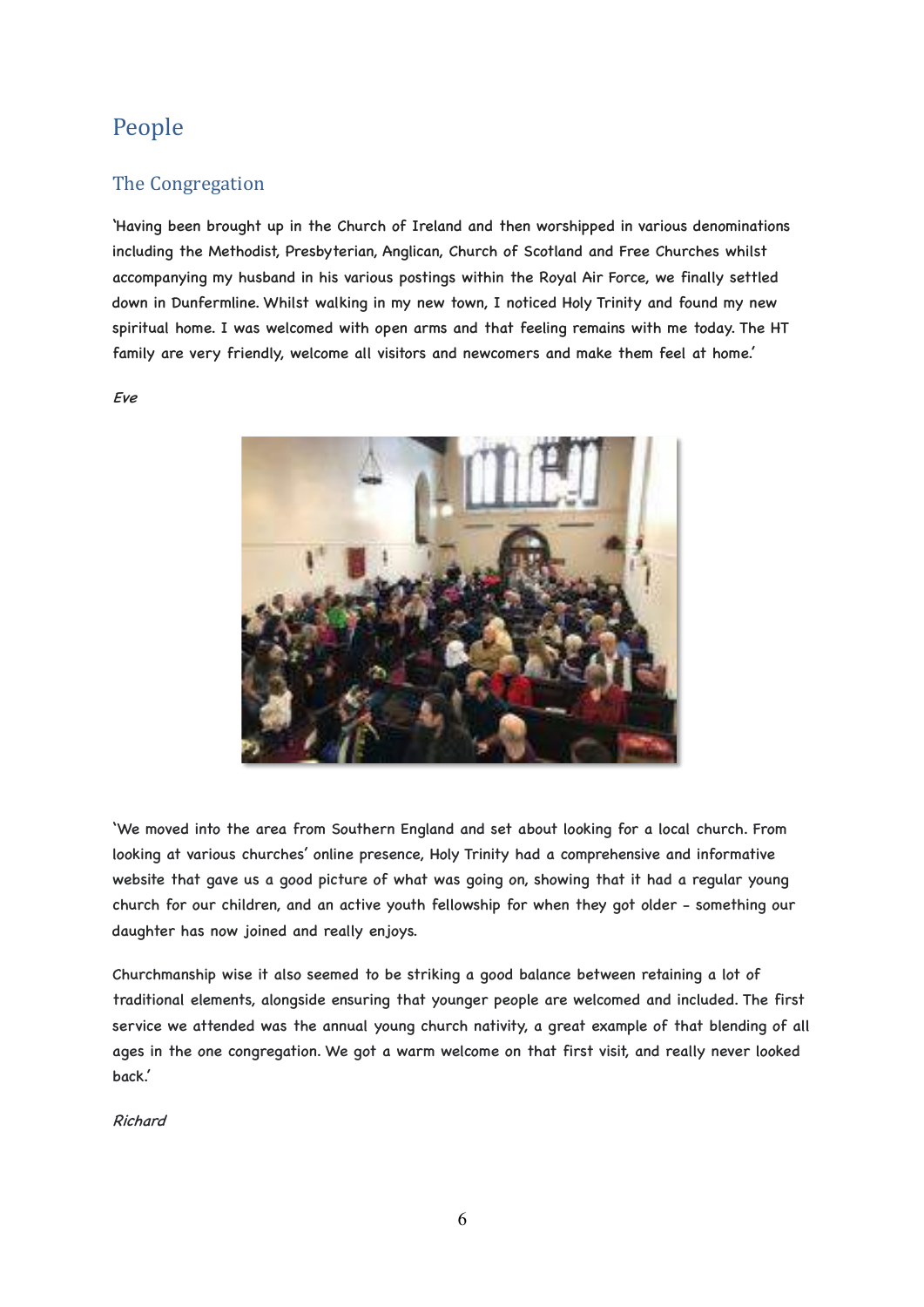# People

## The Congregation

'Having been brought up in the Church of Ireland and then worshipped in various denominations including the Methodist, Presbyterian, Anglican, Church of Scotland and Free Churches whilst accompanying my husband in his various postings within the Royal Air Force, we finally settled down in Dunfermline. Whilst walking in my new town, I noticed Holy Trinity and found my new spiritual home. I was welcomed with open arms and that feeling remains with me today. The HT family are very friendly, welcome all visitors and newcomers and make them feel at home.'

*Eve*

'We moved into the area from Southern England and set about looking for a local church. From looking at various churches' online presence, Holy Trinity had a comprehensive and informative website that gave us a good picture of what was going on, showing that it had a regular young church for our children, and an active youth fellowship for when they got older - something our daughter has now joined and really enjoys.

Churchmanship wise it also seemed to be striking a good balance between retaining a lot of traditional elements, alongside ensuring that younger people are welcomed and included. The first service we attended was the annual young church nativity, a great example of that blending of all ages in the one congregation. We got a warm welcome on that first visit, and really never looked back.'

*Richard*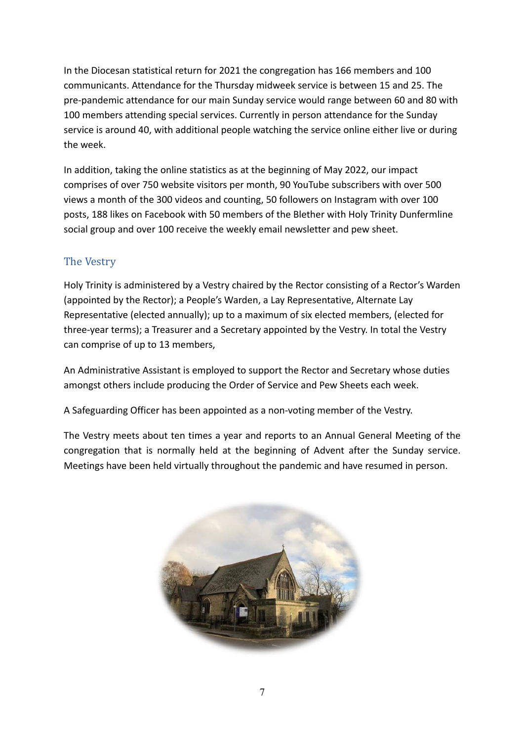In the Diocesan statistical return for 2021 the congregation has 166 members and 100 communicants. Attendance for the Thursday midweek service is between 15 and 25. The pre-pandemic attendance for our main Sunday service would range between 60 and 80 with 100 members attending special services. Currently in person attendance for the Sunday service is around 40, with additional people watching the service online either live or during the week.

In addition, taking the online statistics as at the beginning of May 2022, our impact comprises of over 750 website visitors per month, 90 YouTube subscribers with over 500 views a month of the 300 videos and counting, 50 followers on Instagram with over 100 posts, 188 likes on Facebook with 50 members of the Blether with Holy Trinity Dunfermline social group and over 100 receive the weekly email newsletter and pew sheet.

## The Vestry

Holy Trinity is administered by a Vestry chaired by the Rector consisting of a Rector's Warden (appointed by the Rector); a People's Warden, a Lay Representative, Alternate Lay Representative (elected annually); up to a maximum of six elected members, (elected for three-year terms); a Treasurer and a Secretary appointed by the Vestry. In total the Vestry can comprise of up to 13 members,

An Administrative Assistant is employed to support the Rector and Secretary whose duties amongst others include producing the Order of Service and Pew Sheets each week.

A Safeguarding Officer has been appointed as a non-voting member of the Vestry.

The Vestry meets about ten times a year and reports to an Annual General Meeting of the congregation that is normally held at the beginning of Advent after the Sunday service. Meetings have been held virtually throughout the pandemic and have resumed in person.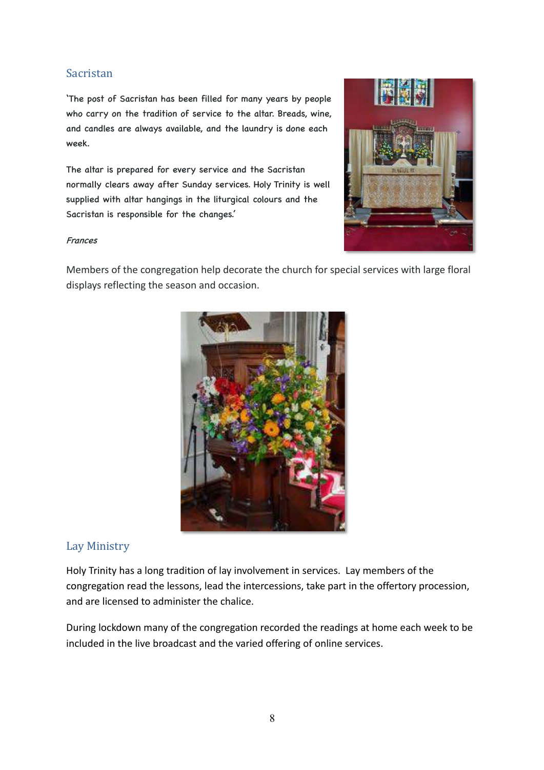## Sacristan

'The post of Sacristan has been filled for many years by people who carry on the tradition of service to the altar. Breads, wine, and candles are always available, and the laundry is done each week.

The altar is prepared for every service and the Sacristan normally clears away after Sunday services. Holy Trinity is well supplied with altar hangings in the liturgical colours and the Sacristan is responsible for the changes.'

*Frances*

Members of the congregation help decorate the church for special services with large floral displays reflecting the season and occasion.

## Lay Ministry

Holy Trinity has a long tradition of lay involvement in services. Lay members of the congregation read the lessons, lead the intercessions, take part in the offertory procession, and are licensed to administer the chalice.

During lockdown many of the congregation recorded the readings at home each week to be included in the live broadcast and the varied offering of online services.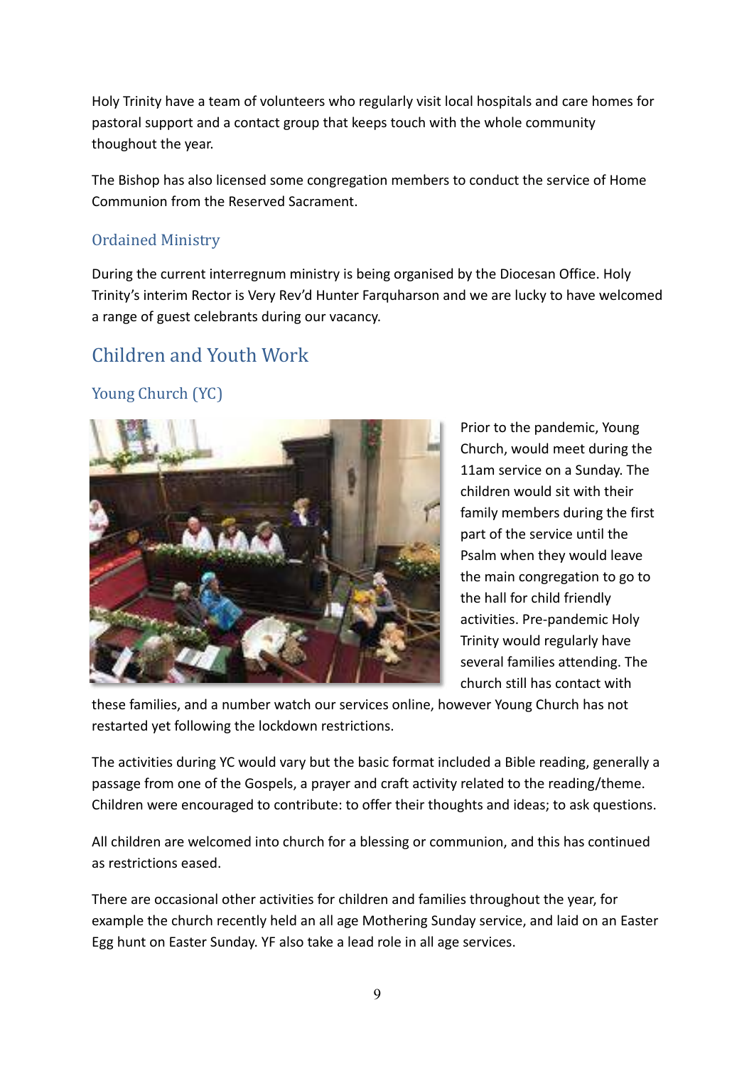Holy Trinity have a team of volunteers who regularly visit local hospitals and care homes for pastoral support and a contact group that keeps touch with the whole community thoughout the year.

The Bishop has also licensed some congregation members to conduct the service of Home Communion from the Reserved Sacrament.

### Ordained Ministry

During the current interregnum ministry is being organised by the Diocesan Office. Holy Trinity's interim Rector is Very Rev'd Hunter Farquharson and we are lucky to have welcomed a range of guest celebrants during our vacancy.

## Children and Youth Work

### Young Church (YC)

Prior to the pandemic, Young Church, would meet during the 11am service on a Sunday. The children would sit with their family members during the first part of the service until the Psalm when they would leave the main congregation to go to the hall for child friendly activities. Pre-pandemic Holy Trinity would regularly have several families attending. The church still has contact with these families, and a number watch our services online, however Young Church has not restarted yet following the lockdown restrictions.

The activities during YC would vary but the basic format included a Bible reading, generally a passage from one of the Gospels, a prayer and craft activity related to the reading/theme. Children were encouraged to contribute: to offer their thoughts and ideas; to ask questions.

All children are welcomed into church for a blessing or communion, and this has continued as restrictions eased.

There are occasional other activities for children and families throughout the year, for example the church recently held an all age Mothering Sunday service, and laid on an Easter Egg hunt on Easter Sunday. YF also take a lead role in all age services.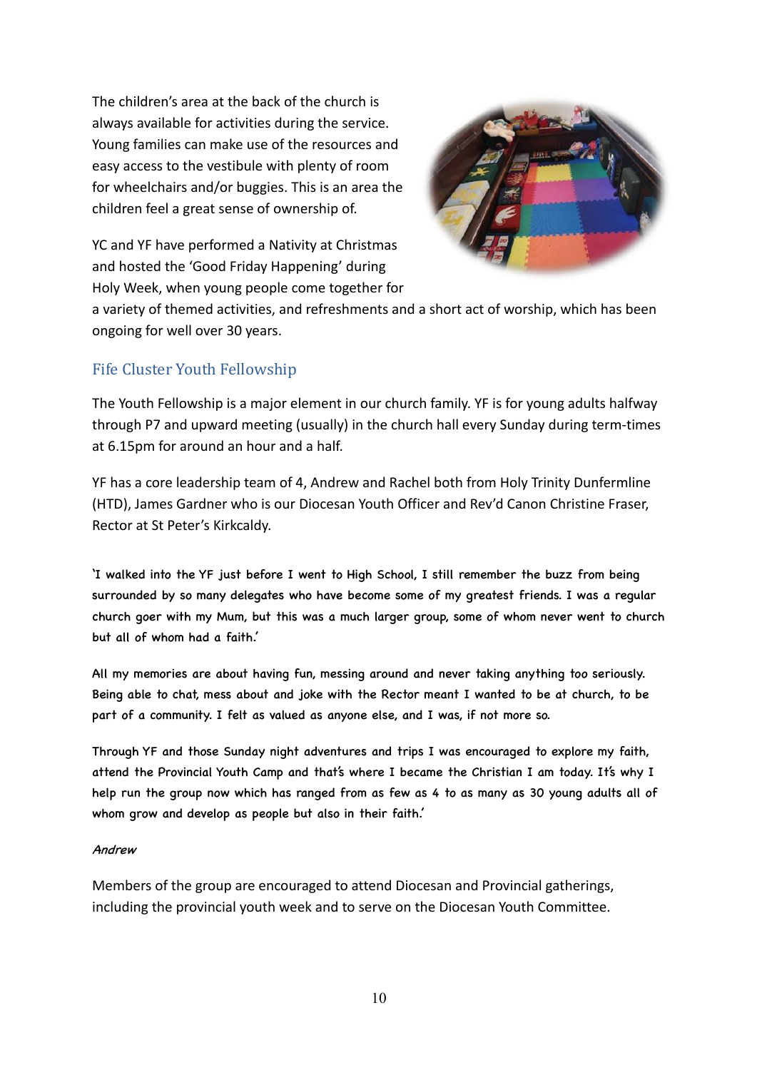The children's area at the back of the church is always available for activities during the service. Young families can make use of the resources and easy access to the vestibule with plenty of room for wheelchairs and/or buggies. This is an area the children feel a great sense of ownership of.

YC and YF have performed a Nativity at Christmas and hosted the 'Good Friday Happening' during Holy Week, when young people come together for a variety of themed activities, and refreshments and a short act of worship, which has been ongoing for well over 30 years.

## Fife Cluster Youth Fellowship

The Youth Fellowship is a major element in our church family. YF is for young adults halfway through P7 and upward meeting (usually) in the church hall every Sunday during term-times at 6.15pm for around an hour and a half.

YF has a core leadership team of 4, Andrew and Rachel both from Holy Trinity Dunfermline (HTD), James Gardner who is our Diocesan Youth Officer and Rev'd Canon Christine Fraser, Rector at St Peter's Kirkcaldy.

'I walked into the YF just before I went to High School, I still remember the buzz from being surrounded by so many delegates who have become some of my greatest friends. I was a regular church goer with my Mum, but this was a much larger group, some of whom never went to church but all of whom had a faith.'

All my memories are about having fun, messing around and never taking anything too seriously. Being able to chat, mess about and joke with the Rector meant I wanted to be at church, to be part of a community. I felt as valued as anyone else, and I was, if not more so.

Through YF and those Sunday night adventures and trips I was encouraged to explore my faith, attend the Provincial Youth Camp and that's where I became the Christian I am today. It's why I help run the group now which has ranged from as few as 4 to as many as 30 young adults all of whom grow and develop as people but also in their faith.'

*Andrew*

Members of the group are encouraged to attend Diocesan and Provincial gatherings, including the provincial youth week and to serve on the Diocesan Youth Committee.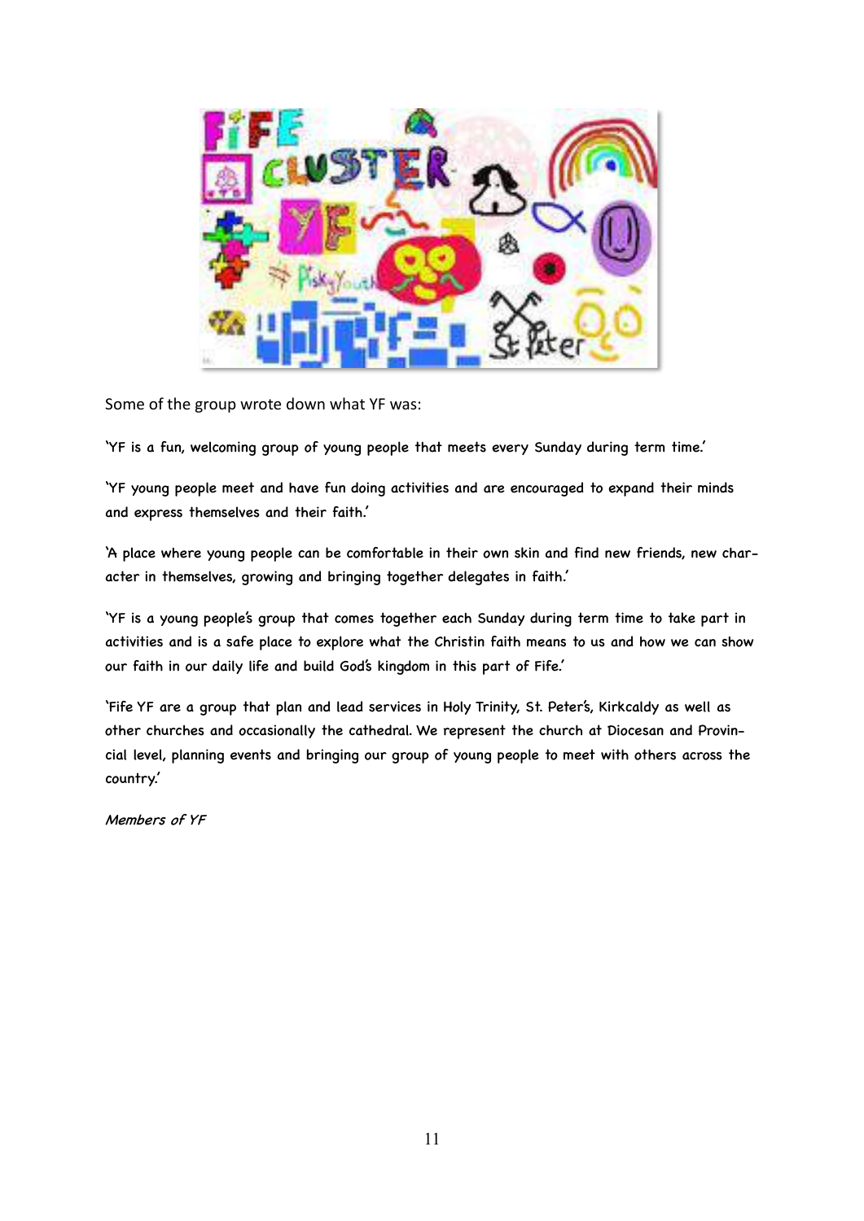Some of the group wrote down what YF was:

'YF is a fun, welcoming group of young people that meets every Sunday during term time.'

'YF young people meet and have fun doing activities and are encouraged to expand their minds and express themselves and their faith.'

'A place where young people can be comfortable in their own skin and find new friends, new character in themselves, growing and bringing together delegates in faith.'

'YF is a young people's group that comes together each Sunday during term time to take part in activities and is a safe place to explore what the Christin faith means to us and how we can show our faith in our daily life and build God's kingdom in this part of Fife.'

'Fife YF are a group that plan and lead services in Holy Trinity, St. Peter's, Kirkcaldy as well as other churches and occasionally the cathedral. We represent the church at Diocesan and Provincial level, planning events and bringing our group of young people to meet with others across the country.'

*Members of YF*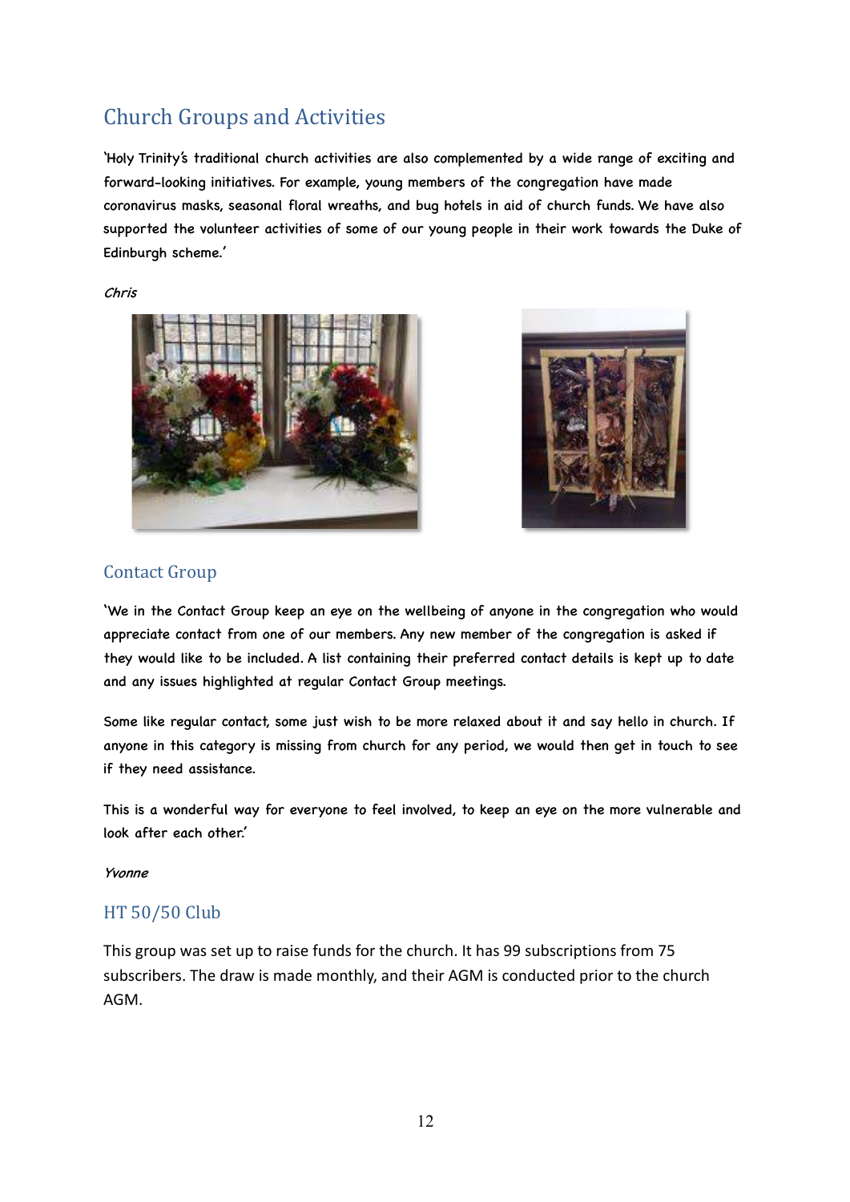## Church Groups and Activities

'Holy Trinity's traditional church activities are also complemented by a wide range of exciting and forward-looking initiatives. For example, young members of the congregation have made coronavirus masks, seasonal floral wreaths, and bug hotels in aid of church funds. We have also supported the volunteer activities of some of our young people in their work towards the Duke of Edinburgh scheme.'

*Chris*

## Contact Group

'We in the Contact Group keep an eye on the wellbeing of anyone in the congregation who would appreciate contact from one of our members. Any new member of the congregation is asked if they would like to be included. A list containing their preferred contact details is kept up to date and any issues highlighted at regular Contact Group meetings.

Some like regular contact, some just wish to be more relaxed about it and say hello in church. If anyone in this category is missing from church for any period, we would then get in touch to see if they need assistance.

This is a wonderful way for everyone to feel involved, to keep an eye on the more vulnerable and look after each other.'

*Yvonne*

## HT 50/50 Club

This group was set up to raise funds for the church. It has 99 subscriptions from 75 subscribers. The draw is made monthly, and their AGM is conducted prior to the church AGM.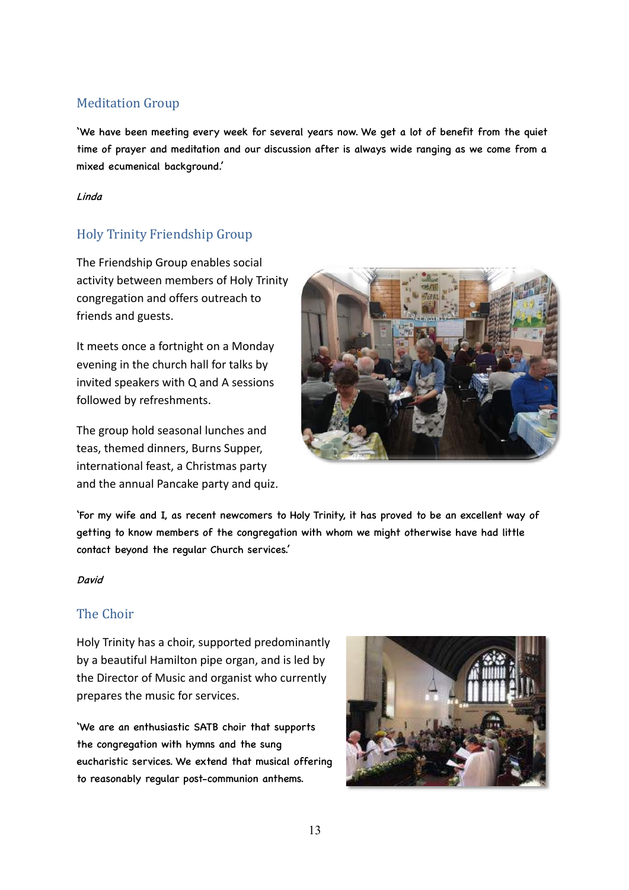## Meditation Group

'We have been meeting every week for several years now. We get a lot of benefit from the quiet time of prayer and meditation and our discussion after is always wide ranging as we come from a mixed ecumenical background.'

*Linda*

## Holy Trinity Friendship Group

The Friendship Group enables social activity between members of Holy Trinity congregation and offers outreach to friends and guests.

It meets once a fortnight on a Monday evening in the church hall for talks by invited speakers with Q and A sessions followed by refreshments.

The group hold seasonal lunches and teas, themed dinners, Burns Supper, international feast, a Christmas party and the annual Pancake party and quiz.

'For my wife and I, as recent newcomers to Holy Trinity, it has proved to be an excellent way of getting to know members of the congregation with whom we might otherwise have had little contact beyond the regular Church services.'

*David*

## The Choir

Holy Trinity has a choir, supported predominantly by a beautiful Hamilton pipe organ, and is led by the Director of Music and organist who currently prepares the music for services.

'We are an enthusiastic SATB choir that supports the congregation with hymns and the sung eucharistic services. We extend that musical offering to reasonably regular post-communion anthems.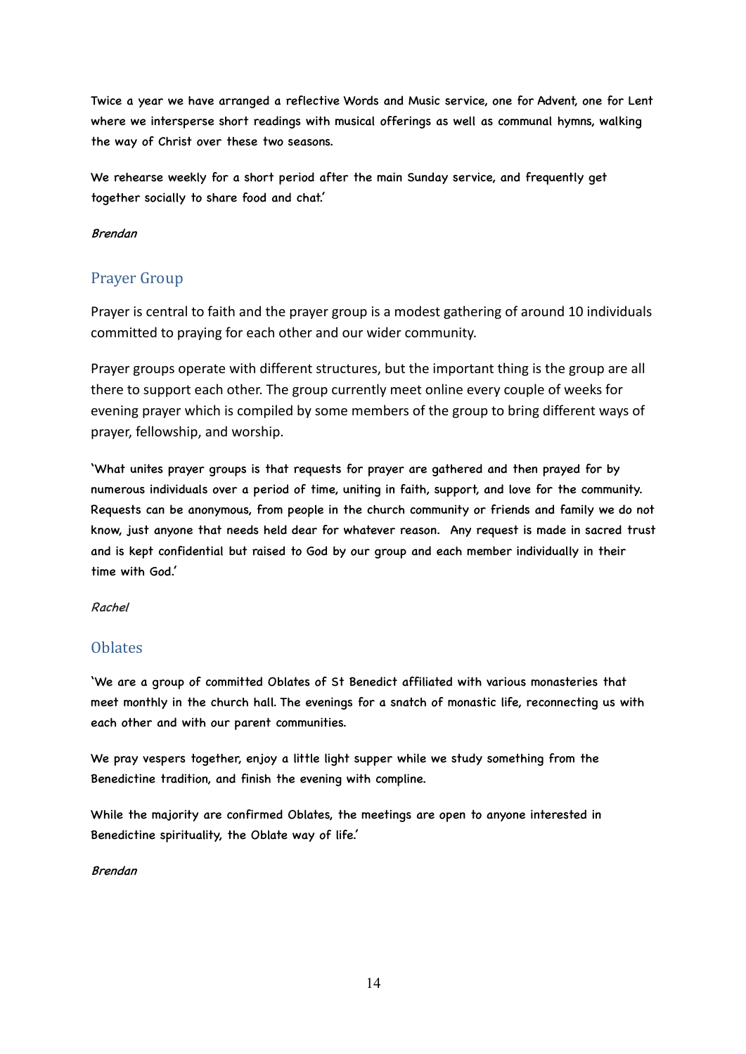Twice a year we have arranged a reflective Words and Music service, one for Advent, one for Lent where we intersperse short readings with musical offerings as well as communal hymns, walking the way of Christ over these two seasons.

We rehearse weekly for a short period after the main Sunday service, and frequently get together socially to share food and chat.'

*Brendan*

## Prayer Group

Prayer is central to faith and the prayer group is a modest gathering of around 10 individuals committed to praying for each other and our wider community.

Prayer groups operate with different structures, but the important thing is the group are all there to support each other. The group currently meet online every couple of weeks for evening prayer which is compiled by some members of the group to bring different ways of prayer, fellowship, and worship.

'What unites prayer groups is that requests for prayer are gathered and then prayed for by numerous individuals over a period of time, uniting in faith, support, and love for the community. Requests can be anonymous, from people in the church community or friends and family we do not know, just anyone that needs held dear for whatever reason. Any request is made in sacred trust and is kept confidential but raised to God by our group and each member individually in their time with God.'

*Rachel*

## Oblates

'We are a group of committed Oblates of St Benedict affiliated with various monasteries that meet monthly in the church hall. The evenings for a snatch of monastic life, reconnecting us with each other and with our parent communities.

We pray vespers together, enjoy a little light supper while we study something from the Benedictine tradition, and finish the evening with compline.

While the majority are confirmed Oblates, the meetings are open to anyone interested in Benedictine spirituality, the Oblate way of life.'

*Brendan*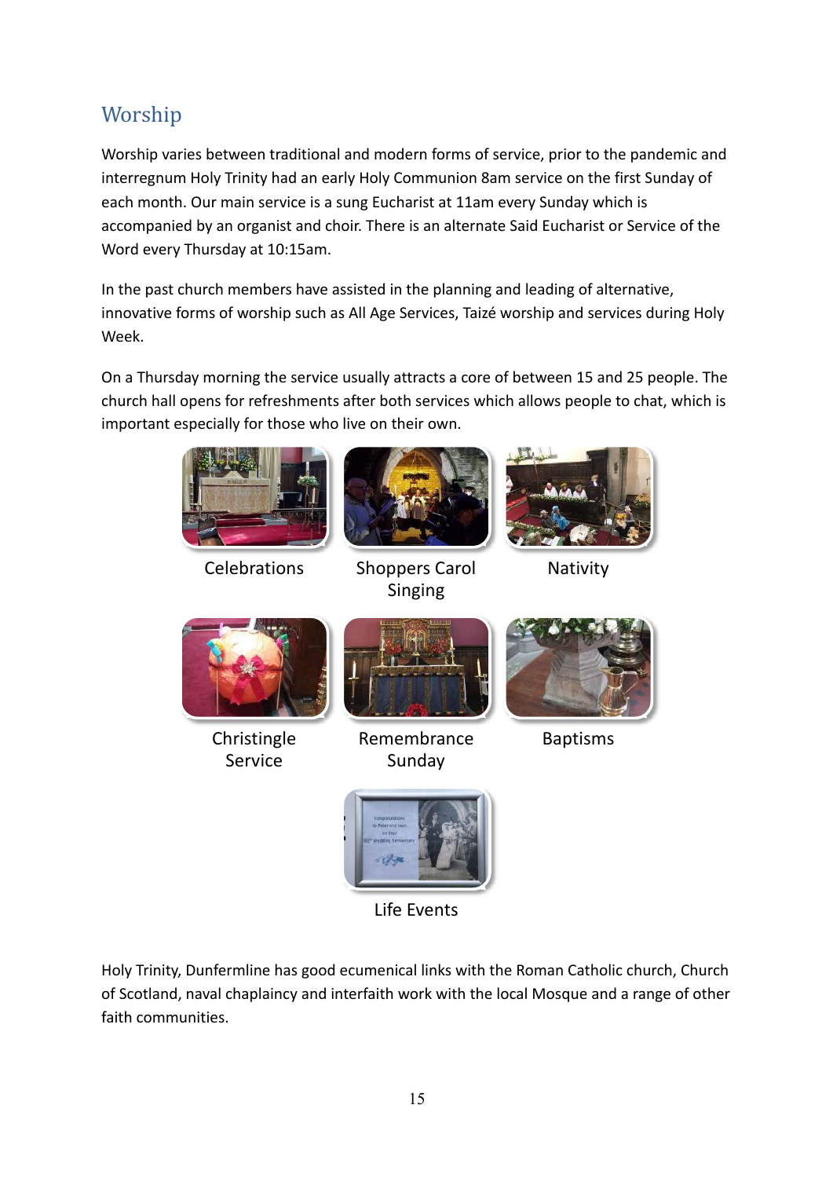## Worship

Worship varies between traditional and modern forms of service, prior to the pandemic and interregnum Holy Trinity had an early Holy Communion 8am service on the first Sunday of each month. Our main service is a sung Eucharist at 11am every Sunday which is accompanied by an organist and choir. There is an alternate Said Eucharist or Service of the Word every Thursday at 10:15am.

In the past church members have assisted in the planning and leading of alternative, innovative forms of worship such as All Age Services, Taizé worship and services during Holy Week.

On a Thursday morning the service usually attracts a core of between 15 and 25 people. The church hall opens for refreshments after both services which allows people to chat, which is important especially for those who live on their own.

Celebrations

Shoppers Carol Singing

Nativity

Christingle Service

Remembrance Sunday

Baptisms

Life Events

Holy Trinity, Dunfermline has good ecumenical links with the Roman Catholic church, Church of Scotland, naval chaplaincy and interfaith work with the local Mosque and a range of other faith communities.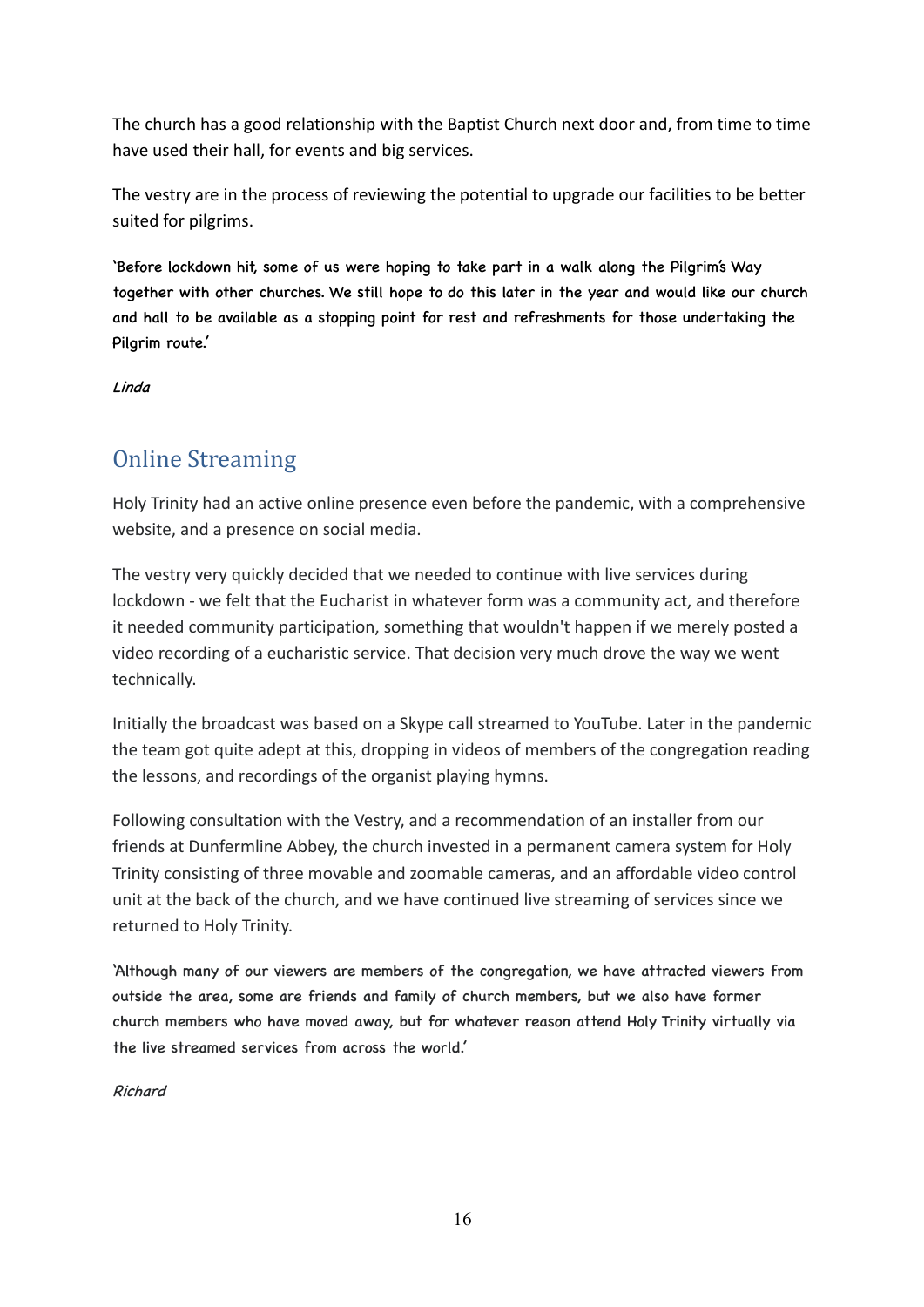The church has a good relationship with the Baptist Church next door and, from time to time have used their hall, for events and big services.

The vestry are in the process of reviewing the potential to upgrade our facilities to be better suited for pilgrims.

'Before lockdown hit, some of us were hoping to take part in a walk along the Pilgrim's Way together with other churches. We still hope to do this later in the year and would like our church and hall to be available as a stopping point for rest and refreshments for those undertaking the Pilgrim route.'

*Linda*

## Online Streaming

Holy Trinity had an active online presence even before the pandemic, with a comprehensive website, and a presence on social media.

The vestry very quickly decided that we needed to continue with live services during lockdown - we felt that the Eucharist in whatever form was a community act, and therefore it needed community participation, something that wouldn't happen if we merely posted a video recording of a eucharistic service. That decision very much drove the way we went technically.

Initially the broadcast was based on a Skype call streamed to YouTube. Later in the pandemic the team got quite adept at this, dropping in videos of members of the congregation reading the lessons, and recordings of the organist playing hymns.

Following consultation with the Vestry, and a recommendation of an installer from our friends at Dunfermline Abbey, the church invested in a permanent camera system for Holy Trinity consisting of three movable and zoomable cameras, and an affordable video control unit at the back of the church, and we have continued live streaming of services since we returned to Holy Trinity.

'Although many of our viewers are members of the congregation, we have attracted viewers from outside the area, some are friends and family of church members, but we also have former church members who have moved away, but for whatever reason attend Holy Trinity virtually via the live streamed services from across the world.'

*Richard*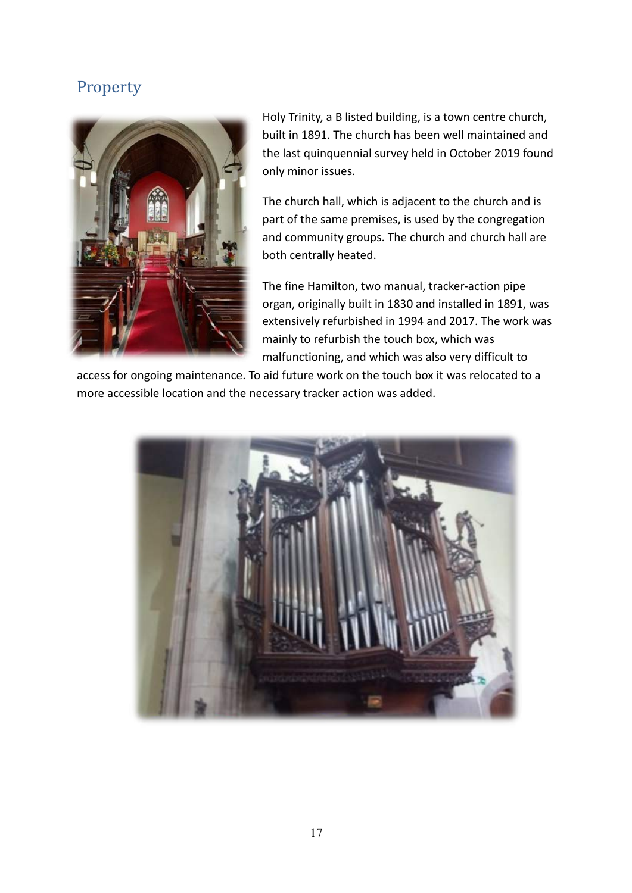## Property

Holy Trinity, a B listed building, is a town centre church, built in 1891. The church has been well maintained and the last quinquennial survey held in October 2019 found only minor issues.

The church hall, which is adjacent to the church and is part of the same premises, is used by the congregation and community groups. The church and church hall are both centrally heated.

The fine Hamilton, two manual, tracker-action pipe organ, originally built in 1830 and installed in 1891, was extensively refurbished in 1994 and 2017. The work was mainly to refurbish the touch box, which was malfunctioning, and which was also very difficult to access for ongoing maintenance. To aid future work on the touch box it was relocated to a more accessible location and the necessary tracker action was added.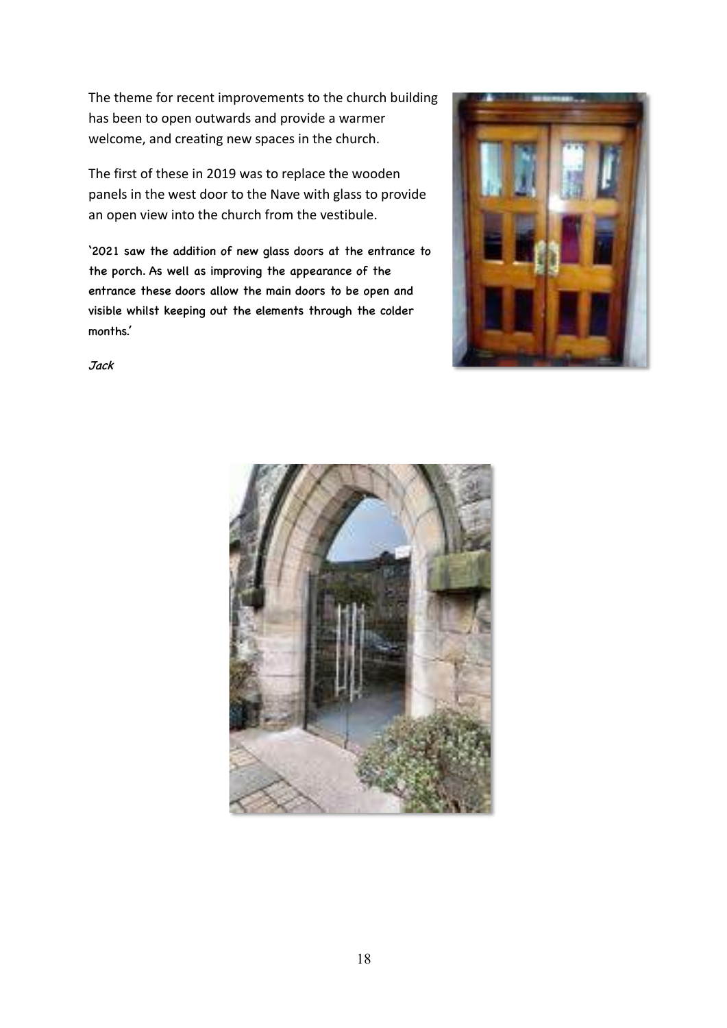The theme for recent improvements to the church building has been to open outwards and provide a warmer welcome, and creating new spaces in the church.

The first of these in 2019 was to replace the wooden panels in the west door to the Nave with glass to provide an open view into the church from the vestibule.

'2021 saw the addition of new glass doors at the entrance to the porch. As well as improving the appearance of the entrance these doors allow the main doors to be open and visible whilst keeping out the elements through the colder months.'

*Jack*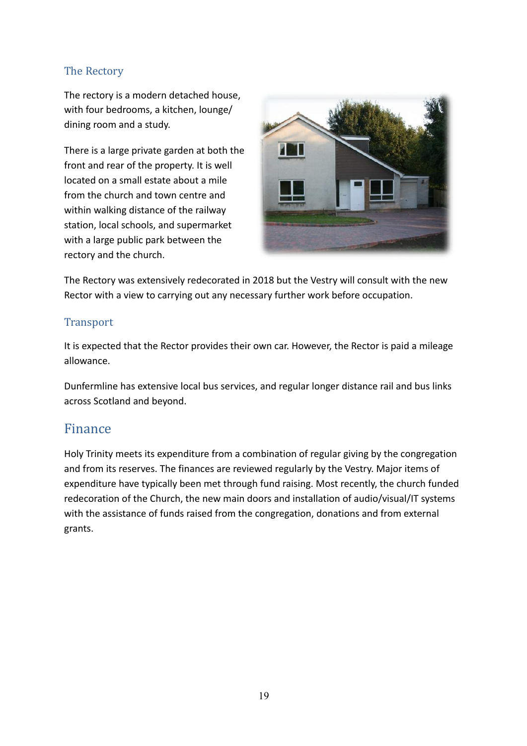### The Rectory

The rectory is a modern detached house, with four bedrooms, a kitchen, lounge/ dining room and a study.

There is a large private garden at both the front and rear of the property. It is well located on a small estate about a mile from the church and town centre and within walking distance of the railway station, local schools, and supermarket with a large public park between the rectory and the church.

The Rectory was extensively redecorated in 2018 but the Vestry will consult with the new Rector with a view to carrying out any necessary further work before occupation.

### Transport

It is expected that the Rector provides their own car. However, the Rector is paid a mileage allowance.

Dunfermline has extensive local bus services, and regular longer distance rail and bus links across Scotland and beyond.

## Finance

Holy Trinity meets its expenditure from a combination of regular giving by the congregation and from its reserves. The finances are reviewed regularly by the Vestry. Major items of expenditure have typically been met through fund raising. Most recently, the church funded redecoration of the Church, the new main doors and installation of audio/visual/IT systems with the assistance of funds raised from the congregation, donations and from external grants.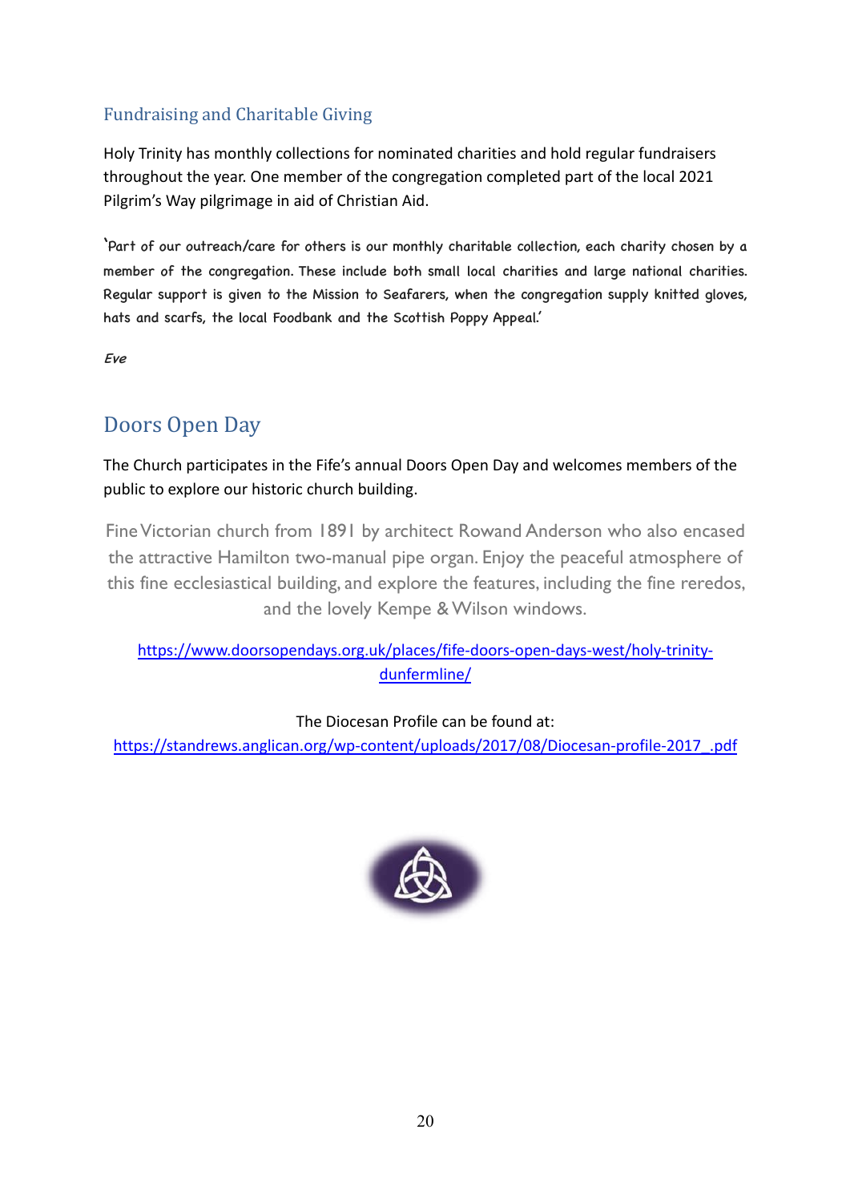## Fundraising and Charitable Giving

Holy Trinity has monthly collections for nominated charities and hold regular fundraisers throughout the year. One member of the congregation completed part of the local 2021 Pilgrim's Way pilgrimage in aid of Christian Aid.

'Part of our outreach/care for others is our monthly charitable collection, each charity chosen by a member of the congregation. These include both small local charities and large national charities. Regular support is given to the Mission to Seafarers, when the congregation supply knitted gloves, hats and scarfs, the local Foodbank and the Scottish Poppy Appeal.'

*Eve*

## Doors Open Day

The Church participates in the Fife's annual Doors Open Day and welcomes members of the public to explore our historic church building.

Fine Victorian church from 1891 by architect Rowand Anderson who also encased the attractive Hamilton two-manual pipe organ. Enjoy the peaceful atmosphere of this fine ecclesiastical building, and explore the features, including the fine reredos, and the lovely Kempe & Wilson windows.

https://www.doorsopendays.org.uk/places/fife-doors-open-days-west/holy-trinity-dunfermline/

The Diocesan Profile can be found at:
https://standrews.anglican.org/wp-content/uploads/2017/08/Diocesan-profile-2017_.pdf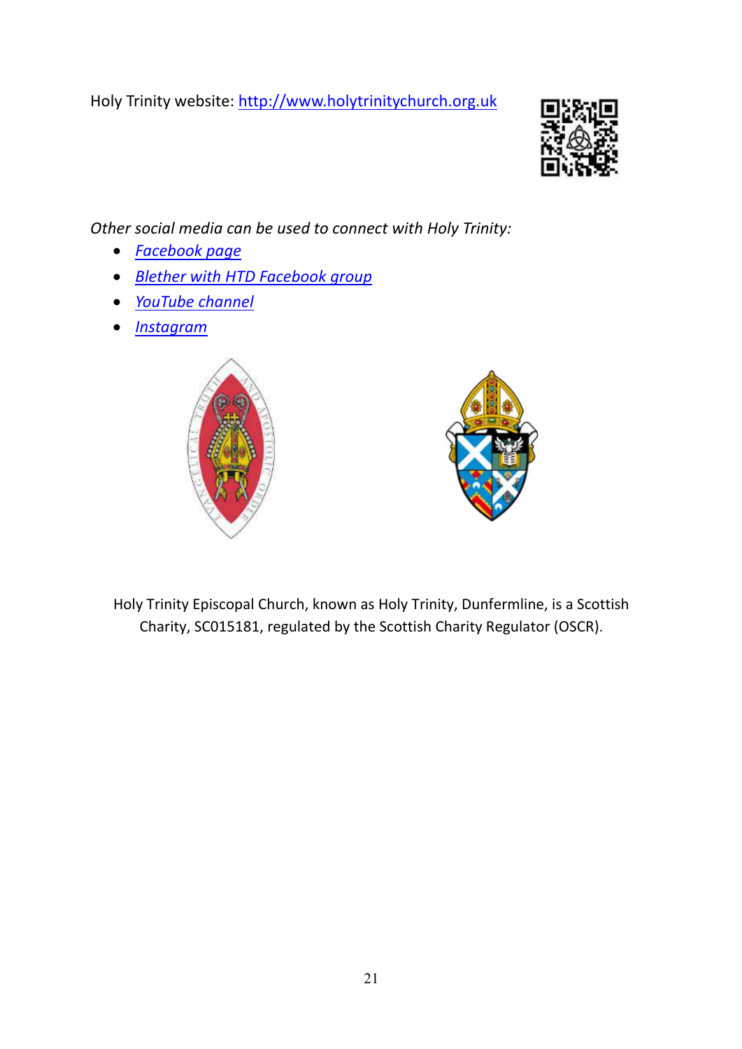Holy Trinity website: http://www.holytrinitychurch.org.uk

*Other social media can be used to connect with Holy Trinity:*

- *Facebook page*
- *Blether with HTD Facebook group*
- *YouTube channel*
- *Instagram*

Holy Trinity Episcopal Church, known as Holy Trinity, Dunfermline, is a Scottish Charity, SC015181, regulated by the Scottish Charity Regulator (OSCR).